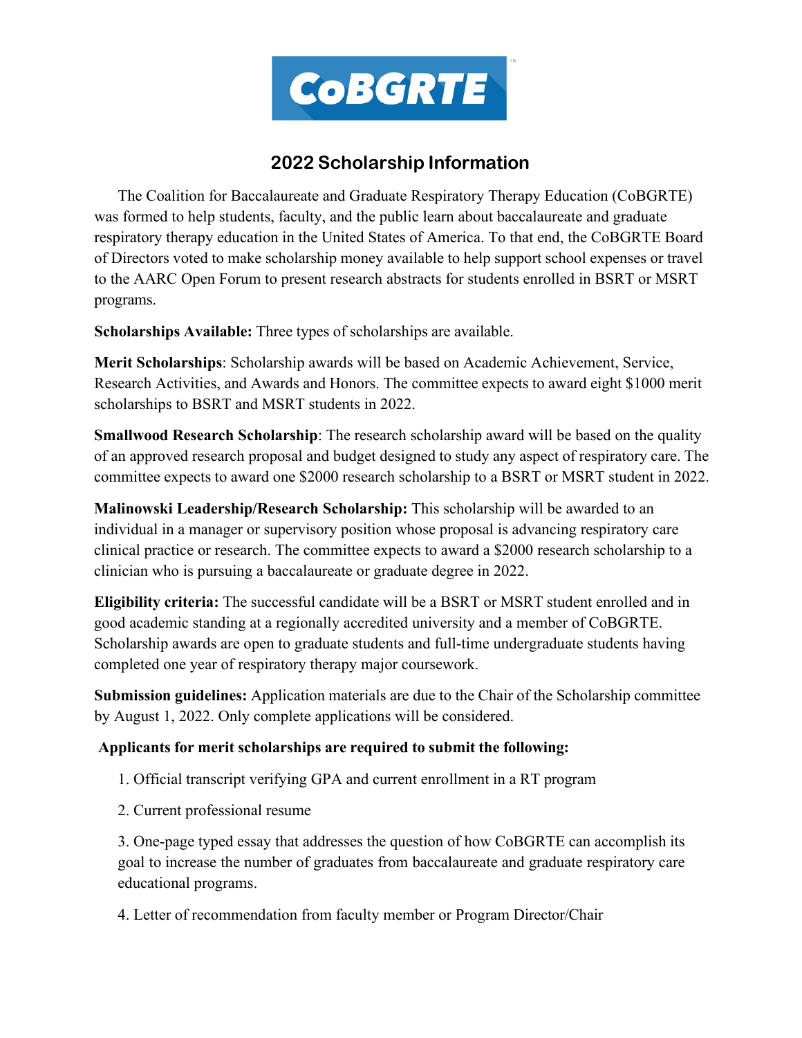# CoBGRTE

## 2022 Scholarship Information

The Coalition for Baccalaureate and Graduate Respiratory Therapy Education (CoBGRTE) was formed to help students, faculty, and the public learn about baccalaureate and graduate respiratory therapy education in the United States of America. To that end, the CoBGRTE Board of Directors voted to make scholarship money available to help support school expenses or travel to the AARC Open Forum to present research abstracts for students enrolled in BSRT or MSRT programs.

**Scholarships Available:** Three types of scholarships are available.

**Merit Scholarships**: Scholarship awards will be based on Academic Achievement, Service, Research Activities, and Awards and Honors. The committee expects to award eight $1000 merit scholarships to BSRT and MSRT students in 2022.

**Smallwood Research Scholarship**: The research scholarship award will be based on the quality of an approved research proposal and budget designed to study any aspect of respiratory care. The committee expects to award one $2000 research scholarship to a BSRT or MSRT student in 2022.

**Malinowski Leadership/Research Scholarship:** This scholarship will be awarded to an individual in a manager or supervisory position whose proposal is advancing respiratory care clinical practice or research. The committee expects to award a $2000 research scholarship to a clinician who is pursuing a baccalaureate or graduate degree in 2022.

**Eligibility criteria:** The successful candidate will be a BSRT or MSRT student enrolled and in good academic standing at a regionally accredited university and a member of CoBGRTE. Scholarship awards are open to graduate students and full-time undergraduate students having completed one year of respiratory therapy major coursework.

**Submission guidelines:** Application materials are due to the Chair of the Scholarship committee by August 1, 2022. Only complete applications will be considered.

**Applicants for merit scholarships are required to submit the following:**

1. Official transcript verifying GPA and current enrollment in a RT program
2. Current professional resume
3. One-page typed essay that addresses the question of how CoBGRTE can accomplish its goal to increase the number of graduates from baccalaureate and graduate respiratory care educational programs.
4. Letter of recommendation from faculty member or Program Director/Chair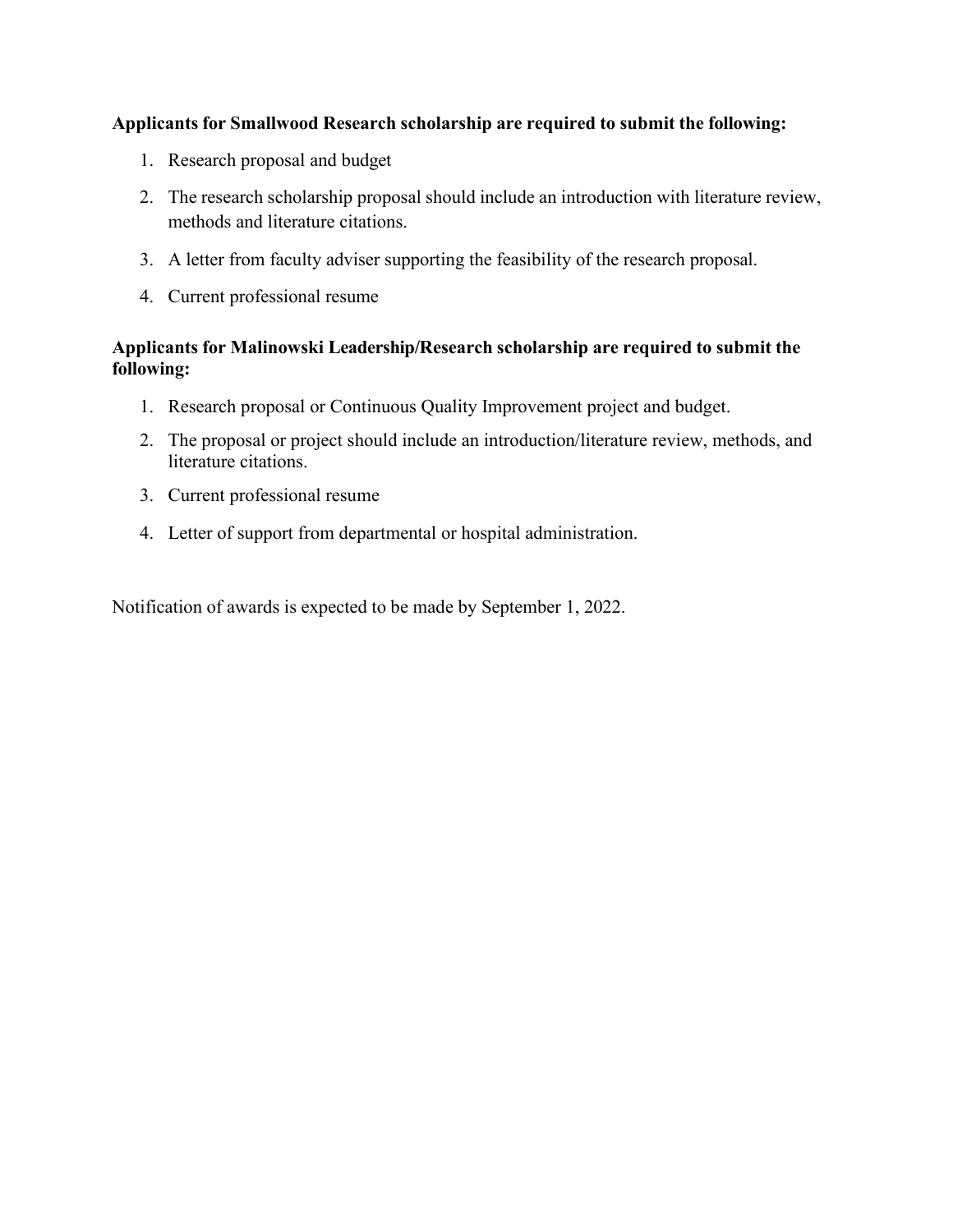**Applicants for Smallwood Research scholarship are required to submit the following:**

1. Research proposal and budget
2. The research scholarship proposal should include an introduction with literature review, methods and literature citations.
3. A letter from faculty adviser supporting the feasibility of the research proposal.
4. Current professional resume

**Applicants for Malinowski Leadership/Research scholarship are required to submit the following:**

1. Research proposal or Continuous Quality Improvement project and budget.
2. The proposal or project should include an introduction/literature review, methods, and literature citations.
3. Current professional resume
4. Letter of support from departmental or hospital administration.

Notification of awards is expected to be made by September 1, 2022.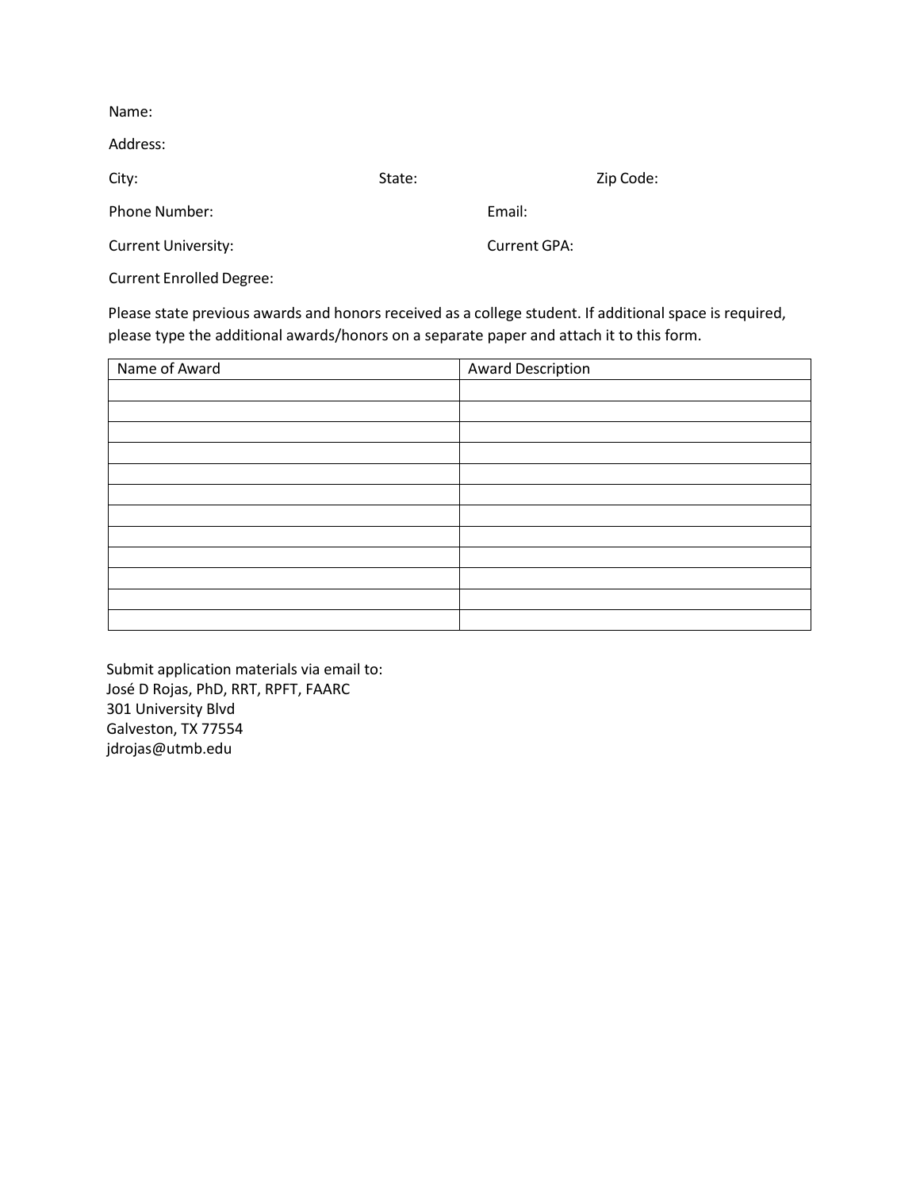Name:

Address:

City: State: Zip Code:

Phone Number: Email:

Current University: Current GPA:

Current Enrolled Degree:

Please state previous awards and honors received as a college student. If additional space is required, please type the additional awards/honors on a separate paper and attach it to this form.

| Name of Award | Award Description |
|---|---|
| | |
| | |
| | |
| | |
| | |
| | |
| | |
| | |
| | |
| | |
| | |
| | |

Submit application materials via email to:
José D Rojas, PhD, RRT, RPFT, FAARC
301 University Blvd
Galveston, TX 77554
jdrojas@utmb.edu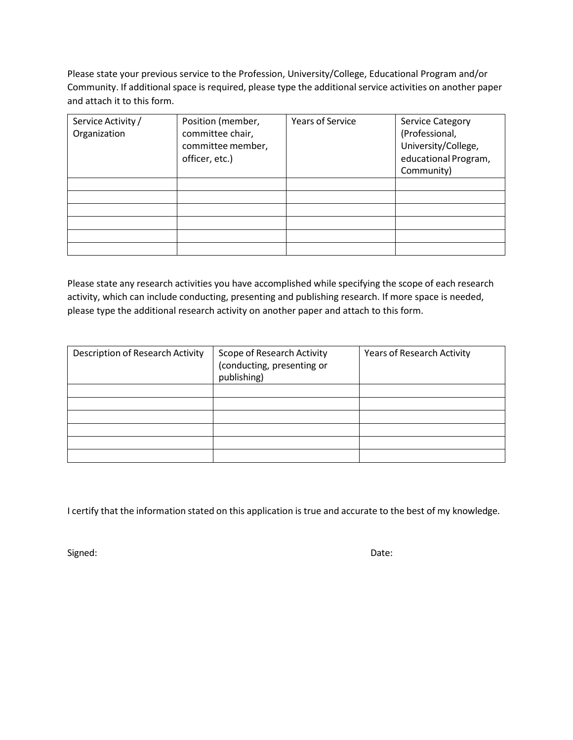Please state your previous service to the Profession, University/College, Educational Program and/or Community. If additional space is required, please type the additional service activities on another paper and attach it to this form.

| Service Activity / Organization | Position (member, committee chair, committee member, officer, etc.) | Years of Service | Service Category (Professional, University/College, educational Program, Community) |
|---|---|---|---|
| | | | |
| | | | |
| | | | |
| | | | |
| | | | |
| | | | |

Please state any research activities you have accomplished while specifying the scope of each research activity, which can include conducting, presenting and publishing research. If more space is needed, please type the additional research activity on another paper and attach to this form.

| Description of Research Activity | Scope of Research Activity (conducting, presenting or publishing) | Years of Research Activity |
|---|---|---|
| | | |
| | | |
| | | |
| | | |
| | | |
| | | |

I certify that the information stated on this application is true and accurate to the best of my knowledge.

Signed: Date: